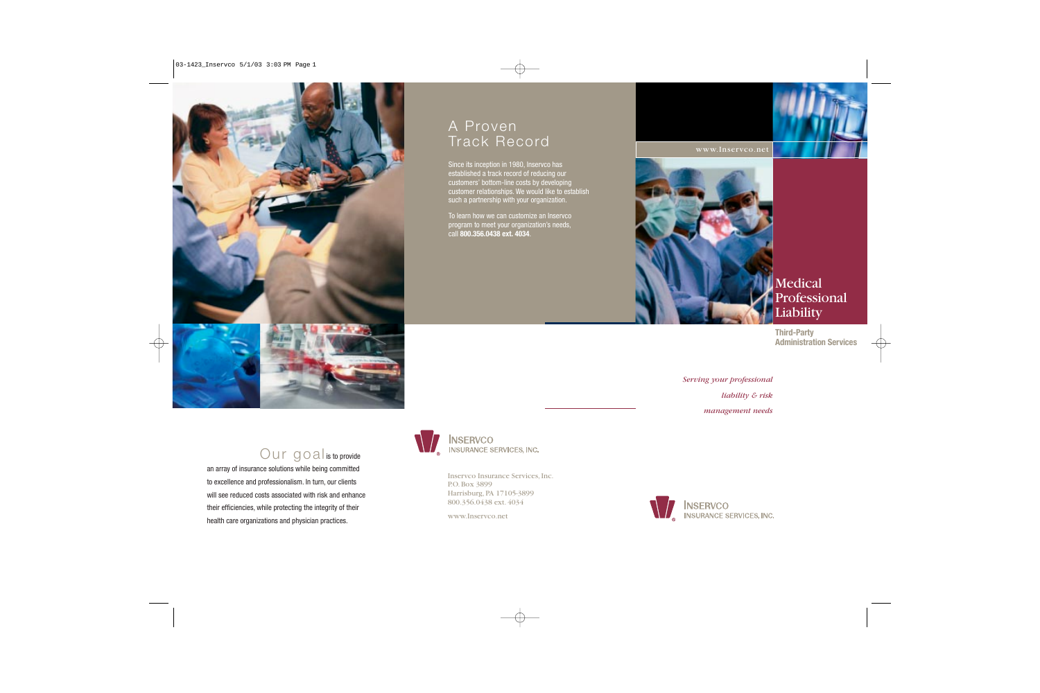# A Proven Track Record

Since its inception in 1980, Inservco has established a track record of reducing our customers' bottom-line costs by developing customer relationships. We would like to establish such a partnership with your organization.

To learn how we can customize an Inservco program to meet your organization's needs, call **800.356.0438 ext. 4034**.

www.Inservco.net

# Medical Professional Liability

**Third-Party Administration Services**

*Serving your professional liability & risk management needs*

INSERVCO INSURANCE SERVICES, INC.

Our goal is to provide an array of insurance solutions while being committed to excellence and professionalism. In turn, our clients will see reduced costs associated with risk and enhance their efficiencies, while protecting the integrity of their health care organizations and physician practices.

INSERVCO INSURANCE SERVICES, INC.

Inservco Insurance Services, Inc.
P.O. Box 3899
Harrisburg, PA 17105-3899
800.356.0438 ext. 4034

www.Inservco.net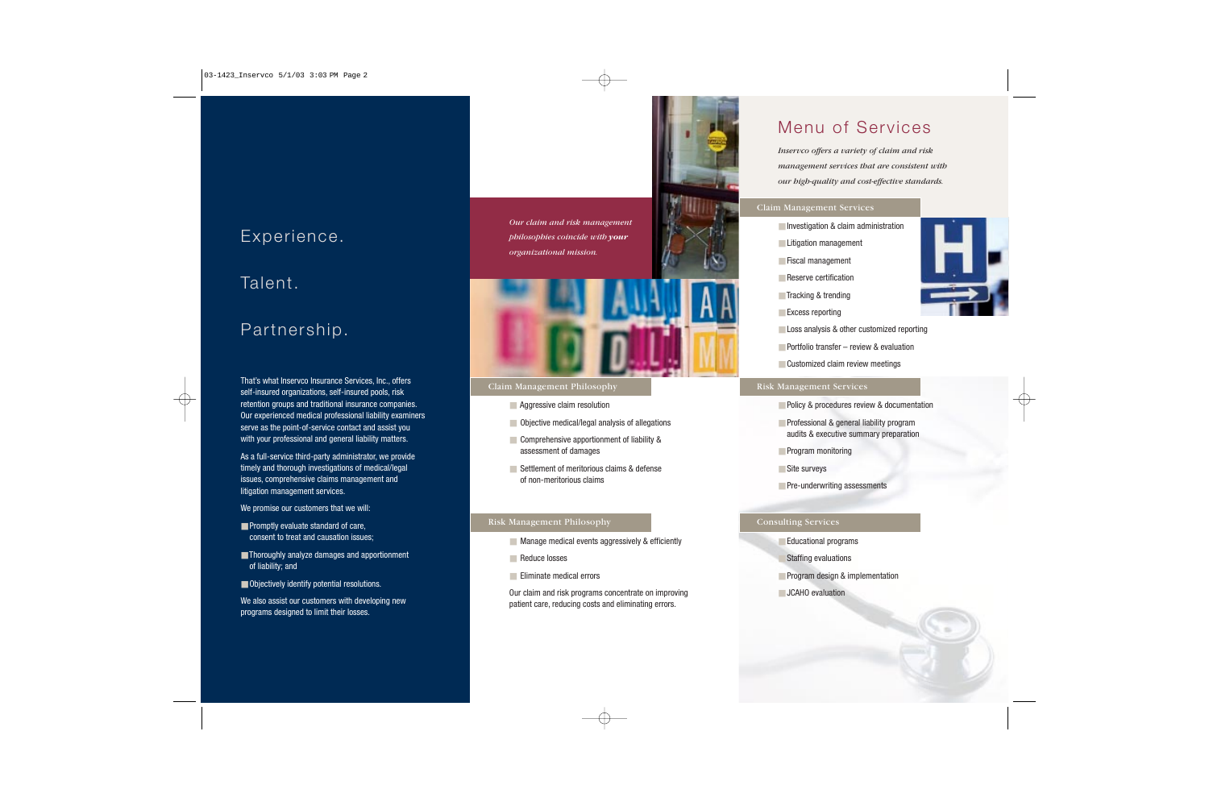## Experience.

## Talent.

## Partnership.

That's what Inservco Insurance Services, Inc., offers self-insured organizations, self-insured pools, risk retention groups and traditional insurance companies. Our experienced medical professional liability examiners serve as the point-of-service contact and assist you with your professional and general liability matters.

As a full-service third-party administrator, we provide timely and thorough investigations of medical/legal issues, comprehensive claims management and litigation management services.

We promise our customers that we will:

- Promptly evaluate standard of care, consent to treat and causation issues;
- Thoroughly analyze damages and apportionment of liability; and
- Objectively identify potential resolutions.

We also assist our customers with developing new programs designed to limit their losses.

*Our claim and risk management philosophies coincide with **your** organization's mission.*

### Claim Management Philosophy

- Aggressive claim resolution
- Objective medical/legal analysis of allegations
- Comprehensive apportionment of liability & assessment of damages
- Settlement of meritorious claims & defense of non-meritorious claims

### Risk Management Philosophy

- Manage medical events aggressively & efficiently
- Reduce losses
- Eliminate medical errors

Our claim and risk programs concentrate on improving patient care, reducing costs and eliminating errors.

# Menu of Services

*Inservco offers a variety of claim and risk management services that are consistent with our high-quality and cost-effective standards.*

### Claim Management Services

- Investigation & claim administration
- Litigation management
- Fiscal management
- Reserve certification
- Tracking & trending
- Excess reporting
- Loss analysis & other customized reporting
- Portfolio transfer – review & evaluation
- Customized claim review meetings

### Risk Management Services

- Policy & procedures review & documentation
- Professional & general liability program audits & executive summary preparation
- Program monitoring
- Site surveys
- Pre-underwriting assessments

### Consulting Services

- Educational programs
- Staffing evaluations
- Program design & implementation
- JCAHO evaluation